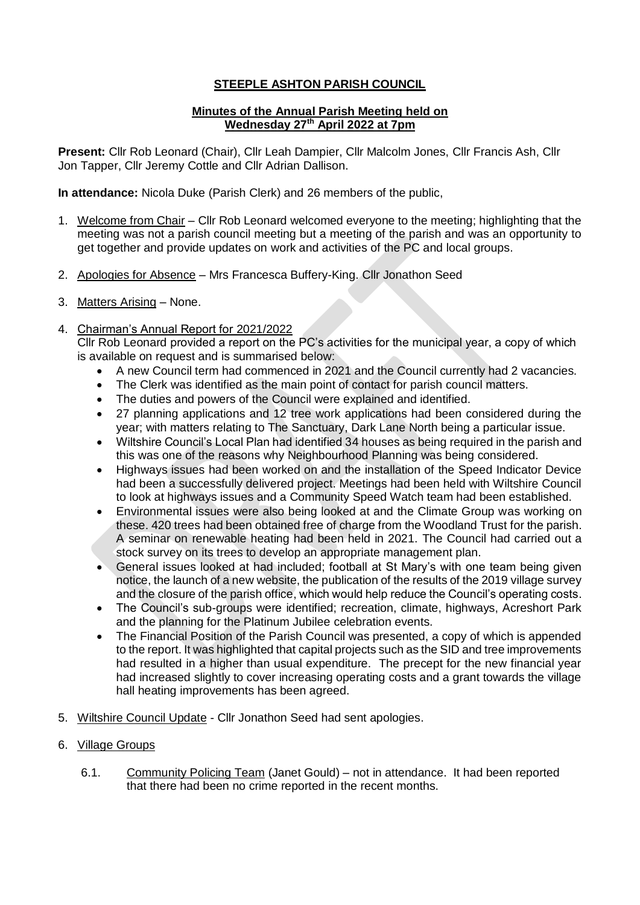# STEEPLE ASHTON PARISH COUNCIL

## Minutes of the Annual Parish Meeting held on Wednesday 27th April 2022 at 7pm

**Present:** Cllr Rob Leonard (Chair), Cllr Leah Dampier, Cllr Malcolm Jones, Cllr Francis Ash, Cllr Jon Tapper, Cllr Jeremy Cottle and Cllr Adrian Dallison.

**In attendance:** Nicola Duke (Parish Clerk) and 26 members of the public,

1. Welcome from Chair – Cllr Rob Leonard welcomed everyone to the meeting; highlighting that the meeting was not a parish council meeting but a meeting of the parish and was an opportunity to get together and provide updates on work and activities of the PC and local groups.

2. Apologies for Absence – Mrs Francesca Buffery-King. Cllr Jonathon Seed

3. Matters Arising – None.

4. Chairman's Annual Report for 2021/2022
   Cllr Rob Leonard provided a report on the PC's activities for the municipal year, a copy of which is available on request and is summarised below:
   - A new Council term had commenced in 2021 and the Council currently had 2 vacancies.
   - The Clerk was identified as the main point of contact for parish council matters.
   - The duties and powers of the Council were explained and identified.
   - 27 planning applications and 12 tree work applications had been considered during the year; with matters relating to The Sanctuary, Dark Lane North being a particular issue.
   - Wiltshire Council's Local Plan had identified 34 houses as being required in the parish and this was one of the reasons why Neighbourhood Planning was being considered.
   - Highways issues had been worked on and the installation of the Speed Indicator Device had been a successfully delivered project. Meetings had been held with Wiltshire Council to look at highways issues and a Community Speed Watch team had been established.
   - Environmental issues were also being looked at and the Climate Group was working on these. 420 trees had been obtained free of charge from the Woodland Trust for the parish. A seminar on renewable heating had been held in 2021. The Council had carried out a stock survey on its trees to develop an appropriate management plan.
   - General issues looked at had included; football at St Mary's with one team being given notice, the launch of a new website, the publication of the results of the 2019 village survey and the closure of the parish office, which would help reduce the Council's operating costs.
   - The Council's sub-groups were identified; recreation, climate, highways, Acreshort Park and the planning for the Platinum Jubilee celebration events.
   - The Financial Position of the Parish Council was presented, a copy of which is appended to the report. It was highlighted that capital projects such as the SID and tree improvements had resulted in a higher than usual expenditure. The precept for the new financial year had increased slightly to cover increasing operating costs and a grant towards the village hall heating improvements has been agreed.

5. Wiltshire Council Update - Cllr Jonathon Seed had sent apologies.

6. Village Groups

   6.1. Community Policing Team (Janet Gould) – not in attendance. It had been reported that there had been no crime reported in the recent months.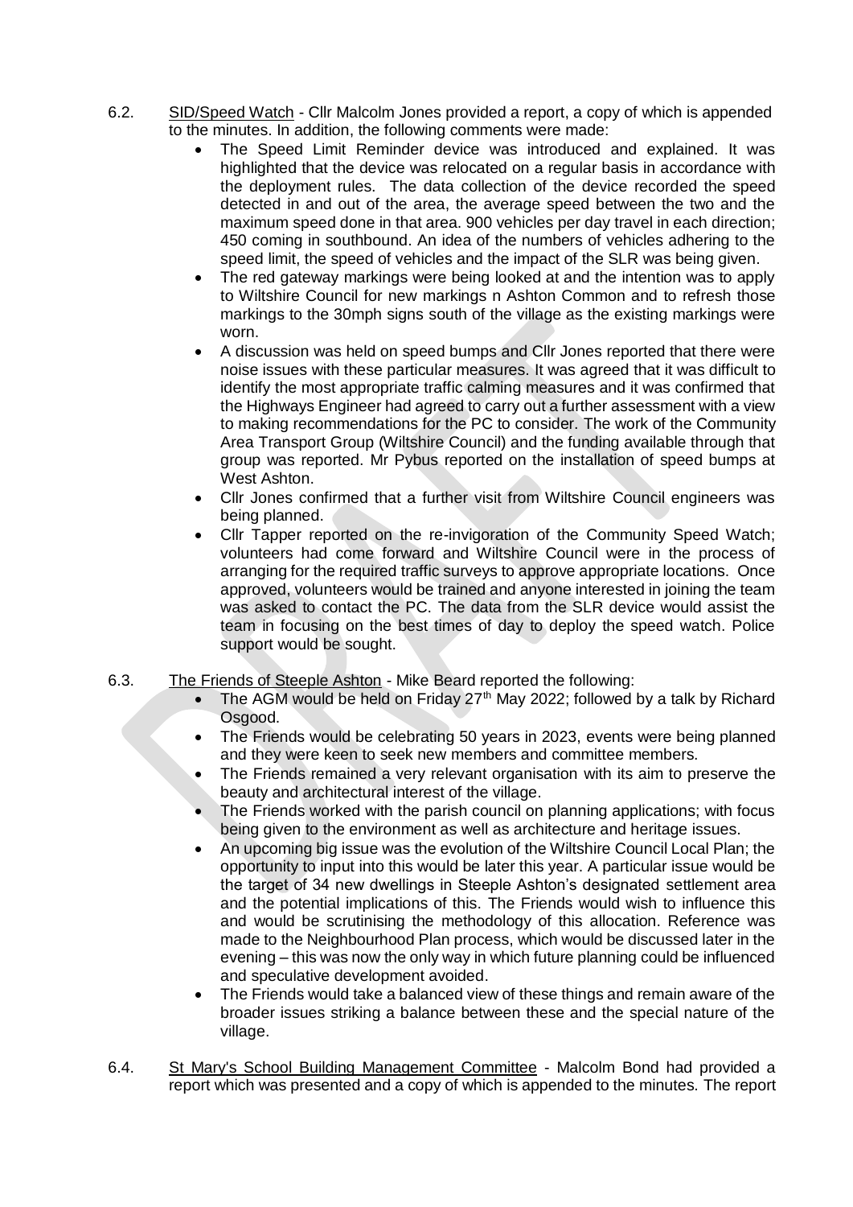6.2. <u>SID/Speed Watch</u> - Cllr Malcolm Jones provided a report, a copy of which is appended to the minutes. In addition, the following comments were made:

- The Speed Limit Reminder device was introduced and explained. It was highlighted that the device was relocated on a regular basis in accordance with the deployment rules. The data collection of the device recorded the speed detected in and out of the area, the average speed between the two and the maximum speed done in that area. 900 vehicles per day travel in each direction; 450 coming in southbound. An idea of the numbers of vehicles adhering to the speed limit, the speed of vehicles and the impact of the SLR was being given.
- The red gateway markings were being looked at and the intention was to apply to Wiltshire Council for new markings n Ashton Common and to refresh those markings to the 30mph signs south of the village as the existing markings were worn.
- A discussion was held on speed bumps and Cllr Jones reported that there were noise issues with these particular measures. It was agreed that it was difficult to identify the most appropriate traffic calming measures and it was confirmed that the Highways Engineer had agreed to carry out a further assessment with a view to making recommendations for the PC to consider. The work of the Community Area Transport Group (Wiltshire Council) and the funding available through that group was reported. Mr Pybus reported on the installation of speed bumps at West Ashton.
- Cllr Jones confirmed that a further visit from Wiltshire Council engineers was being planned.
- Cllr Tapper reported on the re-invigoration of the Community Speed Watch; volunteers had come forward and Wiltshire Council were in the process of arranging for the required traffic surveys to approve appropriate locations. Once approved, volunteers would be trained and anyone interested in joining the team was asked to contact the PC. The data from the SLR device would assist the team in focusing on the best times of day to deploy the speed watch. Police support would be sought.

6.3. <u>The Friends of Steeple Ashton</u> - Mike Beard reported the following:

- The AGM would be held on Friday 27th May 2022; followed by a talk by Richard Osgood.
- The Friends would be celebrating 50 years in 2023, events were being planned and they were keen to seek new members and committee members.
- The Friends remained a very relevant organisation with its aim to preserve the beauty and architectural interest of the village.
- The Friends worked with the parish council on planning applications; with focus being given to the environment as well as architecture and heritage issues.
- An upcoming big issue was the evolution of the Wiltshire Council Local Plan; the opportunity to input into this would be later this year. A particular issue would be the target of 34 new dwellings in Steeple Ashton's designated settlement area and the potential implications of this. The Friends would wish to influence this and would be scrutinising the methodology of this allocation. Reference was made to the Neighbourhood Plan process, which would be discussed later in the evening – this was now the only way in which future planning could be influenced and speculative development avoided.
- The Friends would take a balanced view of these things and remain aware of the broader issues striking a balance between these and the special nature of the village.

6.4. <u>St Mary's School Building Management Committee</u> - Malcolm Bond had provided a report which was presented and a copy of which is appended to the minutes. The report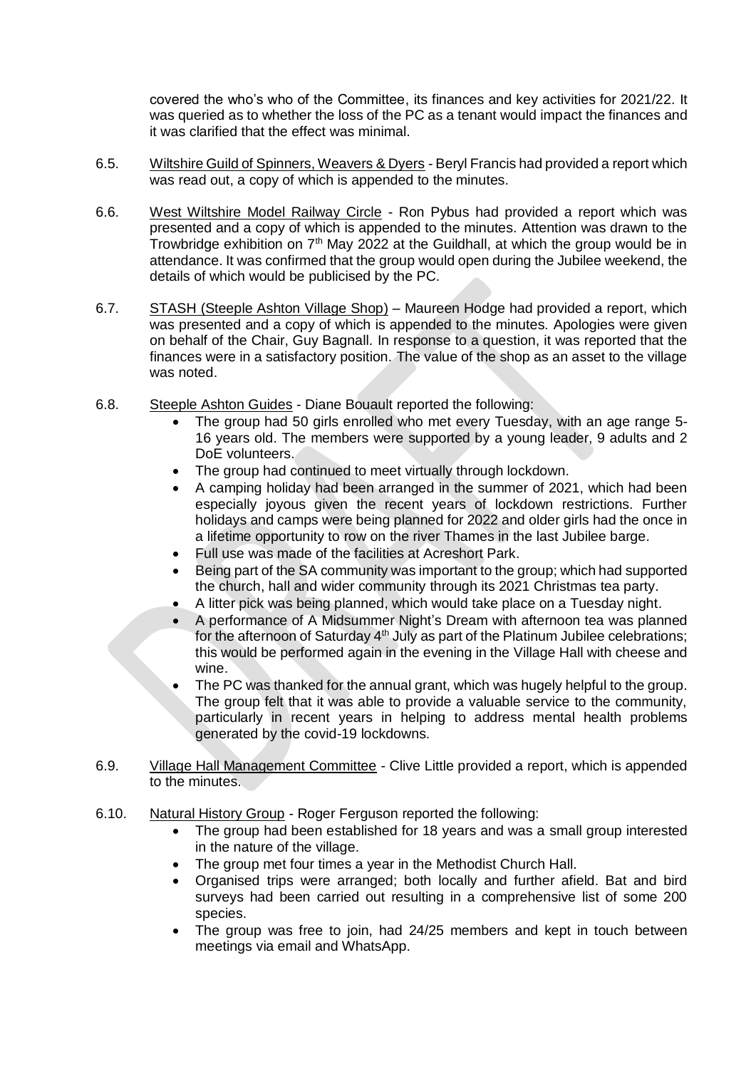covered the who's who of the Committee, its finances and key activities for 2021/22. It was queried as to whether the loss of the PC as a tenant would impact the finances and it was clarified that the effect was minimal.

6.5. Wiltshire Guild of Spinners, Weavers & Dyers - Beryl Francis had provided a report which was read out, a copy of which is appended to the minutes.

6.6. West Wiltshire Model Railway Circle - Ron Pybus had provided a report which was presented and a copy of which is appended to the minutes. Attention was drawn to the Trowbridge exhibition on 7th May 2022 at the Guildhall, at which the group would be in attendance. It was confirmed that the group would open during the Jubilee weekend, the details of which would be publicised by the PC.

6.7. STASH (Steeple Ashton Village Shop) – Maureen Hodge had provided a report, which was presented and a copy of which is appended to the minutes. Apologies were given on behalf of the Chair, Guy Bagnall. In response to a question, it was reported that the finances were in a satisfactory position. The value of the shop as an asset to the village was noted.

6.8. Steeple Ashton Guides - Diane Bouault reported the following:

- The group had 50 girls enrolled who met every Tuesday, with an age range 5-16 years old. The members were supported by a young leader, 9 adults and 2 DoE volunteers.
- The group had continued to meet virtually through lockdown.
- A camping holiday had been arranged in the summer of 2021, which had been especially joyous given the recent years of lockdown restrictions. Further holidays and camps were being planned for 2022 and older girls had the once in a lifetime opportunity to row on the river Thames in the last Jubilee barge.
- Full use was made of the facilities at Acreshort Park.
- Being part of the SA community was important to the group; which had supported the church, hall and wider community through its 2021 Christmas tea party.
- A litter pick was being planned, which would take place on a Tuesday night.
- A performance of A Midsummer Night's Dream with afternoon tea was planned for the afternoon of Saturday 4th July as part of the Platinum Jubilee celebrations; this would be performed again in the evening in the Village Hall with cheese and wine.
- The PC was thanked for the annual grant, which was hugely helpful to the group. The group felt that it was able to provide a valuable service to the community, particularly in recent years in helping to address mental health problems generated by the covid-19 lockdowns.

6.9. Village Hall Management Committee - Clive Little provided a report, which is appended to the minutes.

6.10. Natural History Group - Roger Ferguson reported the following:

- The group had been established for 18 years and was a small group interested in the nature of the village.
- The group met four times a year in the Methodist Church Hall.
- Organised trips were arranged; both locally and further afield. Bat and bird surveys had been carried out resulting in a comprehensive list of some 200 species.
- The group was free to join, had 24/25 members and kept in touch between meetings via email and WhatsApp.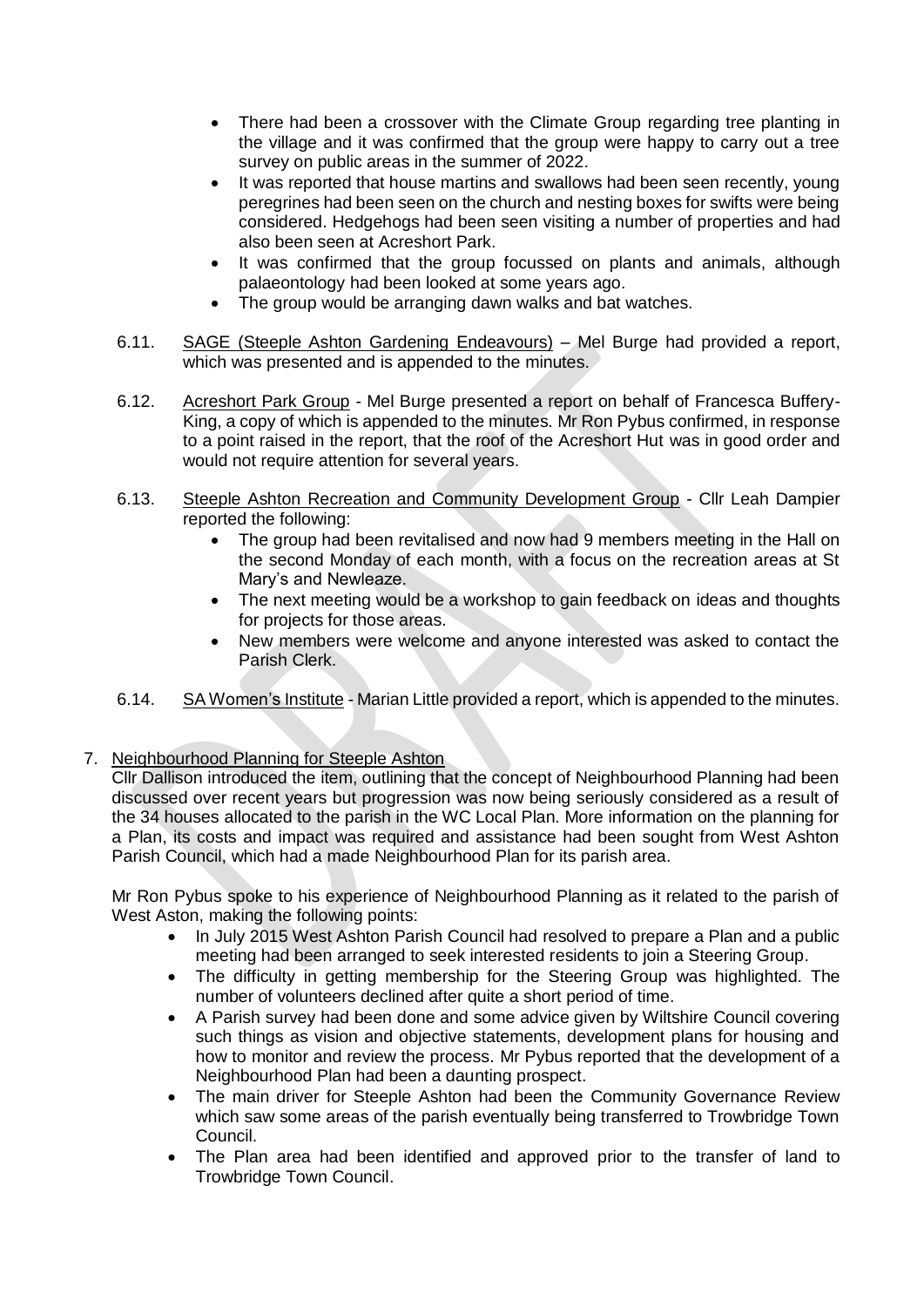- There had been a crossover with the Climate Group regarding tree planting in the village and it was confirmed that the group were happy to carry out a tree survey on public areas in the summer of 2022.
- It was reported that house martins and swallows had been seen recently, young peregrines had been seen on the church and nesting boxes for swifts were being considered. Hedgehogs had been seen visiting a number of properties and had also been seen at Acreshort Park.
- It was confirmed that the group focussed on plants and animals, although palaeontology had been looked at some years ago.
- The group would be arranging dawn walks and bat watches.

6.11. SAGE (Steeple Ashton Gardening Endeavours) – Mel Burge had provided a report, which was presented and is appended to the minutes.

6.12. Acreshort Park Group - Mel Burge presented a report on behalf of Francesca Buffery-King, a copy of which is appended to the minutes. Mr Ron Pybus confirmed, in response to a point raised in the report, that the roof of the Acreshort Hut was in good order and would not require attention for several years.

6.13. Steeple Ashton Recreation and Community Development Group - Cllr Leah Dampier reported the following:

- The group had been revitalised and now had 9 members meeting in the Hall on the second Monday of each month, with a focus on the recreation areas at St Mary's and Newleaze.
- The next meeting would be a workshop to gain feedback on ideas and thoughts for projects for those areas.
- New members were welcome and anyone interested was asked to contact the Parish Clerk.

6.14. SA Women's Institute - Marian Little provided a report, which is appended to the minutes.

7. Neighbourhood Planning for Steeple Ashton

Cllr Dallison introduced the item, outlining that the concept of Neighbourhood Planning had been discussed over recent years but progression was now being seriously considered as a result of the 34 houses allocated to the parish in the WC Local Plan. More information on the planning for a Plan, its costs and impact was required and assistance had been sought from West Ashton Parish Council, which had a made Neighbourhood Plan for its parish area.

Mr Ron Pybus spoke to his experience of Neighbourhood Planning as it related to the parish of West Aston, making the following points:

- In July 2015 West Ashton Parish Council had resolved to prepare a Plan and a public meeting had been arranged to seek interested residents to join a Steering Group.
- The difficulty in getting membership for the Steering Group was highlighted. The number of volunteers declined after quite a short period of time.
- A Parish survey had been done and some advice given by Wiltshire Council covering such things as vision and objective statements, development plans for housing and how to monitor and review the process. Mr Pybus reported that the development of a Neighbourhood Plan had been a daunting prospect.
- The main driver for Steeple Ashton had been the Community Governance Review which saw some areas of the parish eventually being transferred to Trowbridge Town Council.
- The Plan area had been identified and approved prior to the transfer of land to Trowbridge Town Council.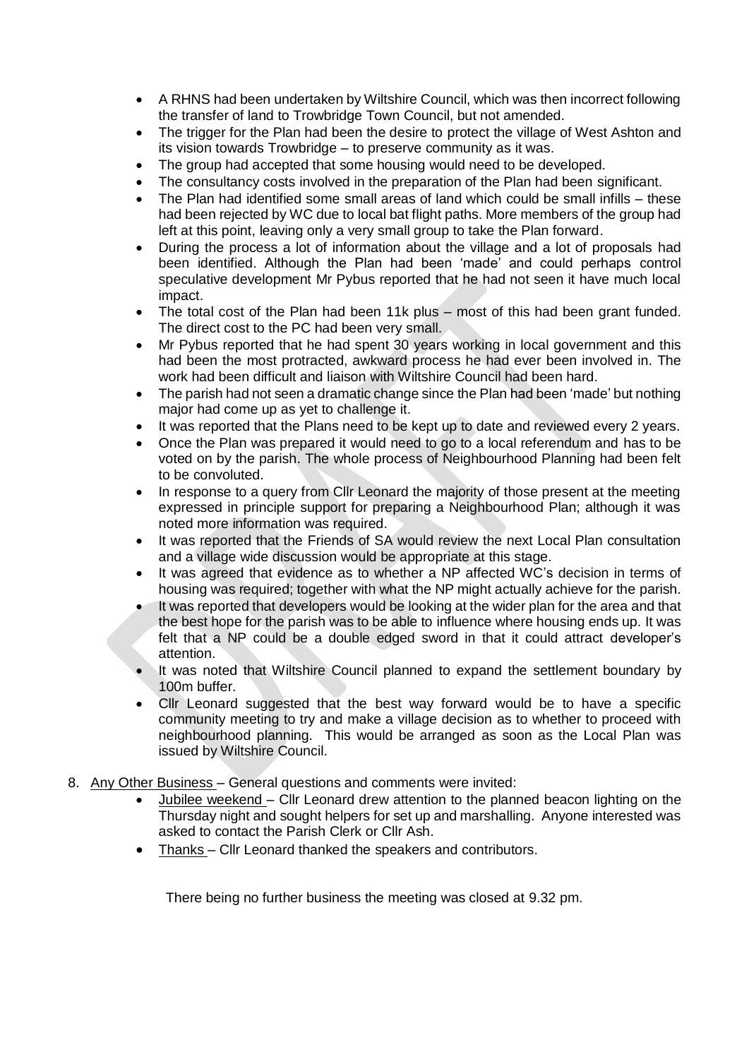- A RHNS had been undertaken by Wiltshire Council, which was then incorrect following the transfer of land to Trowbridge Town Council, but not amended.
- The trigger for the Plan had been the desire to protect the village of West Ashton and its vision towards Trowbridge – to preserve community as it was.
- The group had accepted that some housing would need to be developed.
- The consultancy costs involved in the preparation of the Plan had been significant.
- The Plan had identified some small areas of land which could be small infills – these had been rejected by WC due to local bat flight paths. More members of the group had left at this point, leaving only a very small group to take the Plan forward.
- During the process a lot of information about the village and a lot of proposals had been identified. Although the Plan had been 'made' and could perhaps control speculative development Mr Pybus reported that he had not seen it have much local impact.
- The total cost of the Plan had been 11k plus – most of this had been grant funded. The direct cost to the PC had been very small.
- Mr Pybus reported that he had spent 30 years working in local government and this had been the most protracted, awkward process he had ever been involved in. The work had been difficult and liaison with Wiltshire Council had been hard.
- The parish had not seen a dramatic change since the Plan had been 'made' but nothing major had come up as yet to challenge it.
- It was reported that the Plans need to be kept up to date and reviewed every 2 years.
- Once the Plan was prepared it would need to go to a local referendum and has to be voted on by the parish. The whole process of Neighbourhood Planning had been felt to be convoluted.
- In response to a query from Cllr Leonard the majority of those present at the meeting expressed in principle support for preparing a Neighbourhood Plan; although it was noted more information was required.
- It was reported that the Friends of SA would review the next Local Plan consultation and a village wide discussion would be appropriate at this stage.
- It was agreed that evidence as to whether a NP affected WC's decision in terms of housing was required; together with what the NP might actually achieve for the parish.
- It was reported that developers would be looking at the wider plan for the area and that the best hope for the parish was to be able to influence where housing ends up. It was felt that a NP could be a double edged sword in that it could attract developer's attention.
- It was noted that Wiltshire Council planned to expand the settlement boundary by 100m buffer.
- Cllr Leonard suggested that the best way forward would be to have a specific community meeting to try and make a village decision as to whether to proceed with neighbourhood planning. This would be arranged as soon as the Local Plan was issued by Wiltshire Council.

8. Any Other Business – General questions and comments were invited:
   - Jubilee weekend – Cllr Leonard drew attention to the planned beacon lighting on the Thursday night and sought helpers for set up and marshalling. Anyone interested was asked to contact the Parish Clerk or Cllr Ash.
   - Thanks – Cllr Leonard thanked the speakers and contributors.

There being no further business the meeting was closed at 9.32 pm.